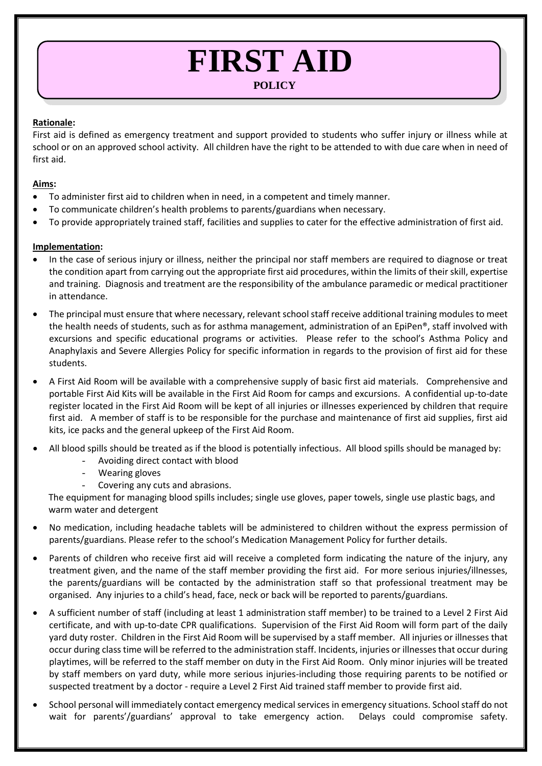# FIRST AID

**POLICY**

**Rationale:**

First aid is defined as emergency treatment and support provided to students who suffer injury or illness while at school or on an approved school activity. All children have the right to be attended to with due care when in need of first aid.

**Aims:**

- To administer first aid to children when in need, in a competent and timely manner.
- To communicate children's health problems to parents/guardians when necessary.
- To provide appropriately trained staff, facilities and supplies to cater for the effective administration of first aid.

**Implementation:**

- In the case of serious injury or illness, neither the principal nor staff members are required to diagnose or treat the condition apart from carrying out the appropriate first aid procedures, within the limits of their skill, expertise and training. Diagnosis and treatment are the responsibility of the ambulance paramedic or medical practitioner in attendance.
- The principal must ensure that where necessary, relevant school staff receive additional training modules to meet the health needs of students, such as for asthma management, administration of an EpiPen®, staff involved with excursions and specific educational programs or activities. Please refer to the school's Asthma Policy and Anaphylaxis and Severe Allergies Policy for specific information in regards to the provision of first aid for these students.
- A First Aid Room will be available with a comprehensive supply of basic first aid materials. Comprehensive and portable First Aid Kits will be available in the First Aid Room for camps and excursions. A confidential up-to-date register located in the First Aid Room will be kept of all injuries or illnesses experienced by children that require first aid. A member of staff is to be responsible for the purchase and maintenance of first aid supplies, first aid kits, ice packs and the general upkeep of the First Aid Room.
- All blood spills should be treated as if the blood is potentially infectious. All blood spills should be managed by:
  - Avoiding direct contact with blood
  - Wearing gloves
  - Covering any cuts and abrasions.

  The equipment for managing blood spills includes; single use gloves, paper towels, single use plastic bags, and warm water and detergent
- No medication, including headache tablets will be administered to children without the express permission of parents/guardians. Please refer to the school's Medication Management Policy for further details.
- Parents of children who receive first aid will receive a completed form indicating the nature of the injury, any treatment given, and the name of the staff member providing the first aid. For more serious injuries/illnesses, the parents/guardians will be contacted by the administration staff so that professional treatment may be organised. Any injuries to a child's head, face, neck or back will be reported to parents/guardians.
- A sufficient number of staff (including at least 1 administration staff member) to be trained to a Level 2 First Aid certificate, and with up-to-date CPR qualifications. Supervision of the First Aid Room will form part of the daily yard duty roster. Children in the First Aid Room will be supervised by a staff member. All injuries or illnesses that occur during class time will be referred to the administration staff. Incidents, injuries or illnesses that occur during playtimes, will be referred to the staff member on duty in the First Aid Room. Only minor injuries will be treated by staff members on yard duty, while more serious injuries-including those requiring parents to be notified or suspected treatment by a doctor - require a Level 2 First Aid trained staff member to provide first aid.
- School personal will immediately contact emergency medical services in emergency situations. School staff do not wait for parents'/guardians' approval to take emergency action. Delays could compromise safety.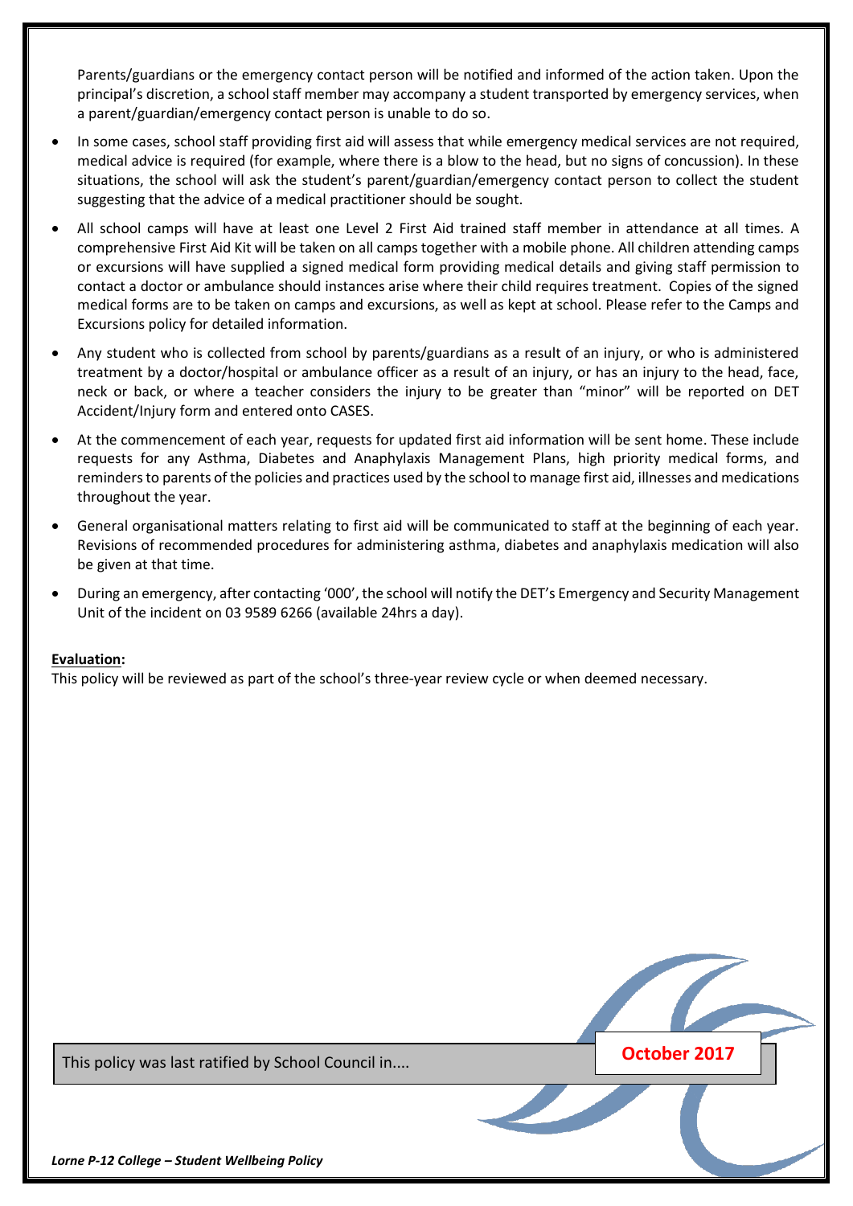Parents/guardians or the emergency contact person will be notified and informed of the action taken. Upon the principal's discretion, a school staff member may accompany a student transported by emergency services, when a parent/guardian/emergency contact person is unable to do so.

- In some cases, school staff providing first aid will assess that while emergency medical services are not required, medical advice is required (for example, where there is a blow to the head, but no signs of concussion). In these situations, the school will ask the student's parent/guardian/emergency contact person to collect the student suggesting that the advice of a medical practitioner should be sought.
- All school camps will have at least one Level 2 First Aid trained staff member in attendance at all times. A comprehensive First Aid Kit will be taken on all camps together with a mobile phone. All children attending camps or excursions will have supplied a signed medical form providing medical details and giving staff permission to contact a doctor or ambulance should instances arise where their child requires treatment. Copies of the signed medical forms are to be taken on camps and excursions, as well as kept at school. Please refer to the Camps and Excursions policy for detailed information.
- Any student who is collected from school by parents/guardians as a result of an injury, or who is administered treatment by a doctor/hospital or ambulance officer as a result of an injury, or has an injury to the head, face, neck or back, or where a teacher considers the injury to be greater than "minor" will be reported on DET Accident/Injury form and entered onto CASES.
- At the commencement of each year, requests for updated first aid information will be sent home. These include requests for any Asthma, Diabetes and Anaphylaxis Management Plans, high priority medical forms, and reminders to parents of the policies and practices used by the school to manage first aid, illnesses and medications throughout the year.
- General organisational matters relating to first aid will be communicated to staff at the beginning of each year. Revisions of recommended procedures for administering asthma, diabetes and anaphylaxis medication will also be given at that time.
- During an emergency, after contacting '000', the school will notify the DET's Emergency and Security Management Unit of the incident on 03 9589 6266 (available 24hrs a day).

**Evaluation:**

This policy will be reviewed as part of the school's three-year review cycle or when deemed necessary.

This policy was last ratified by School Council in.... **October 2017**